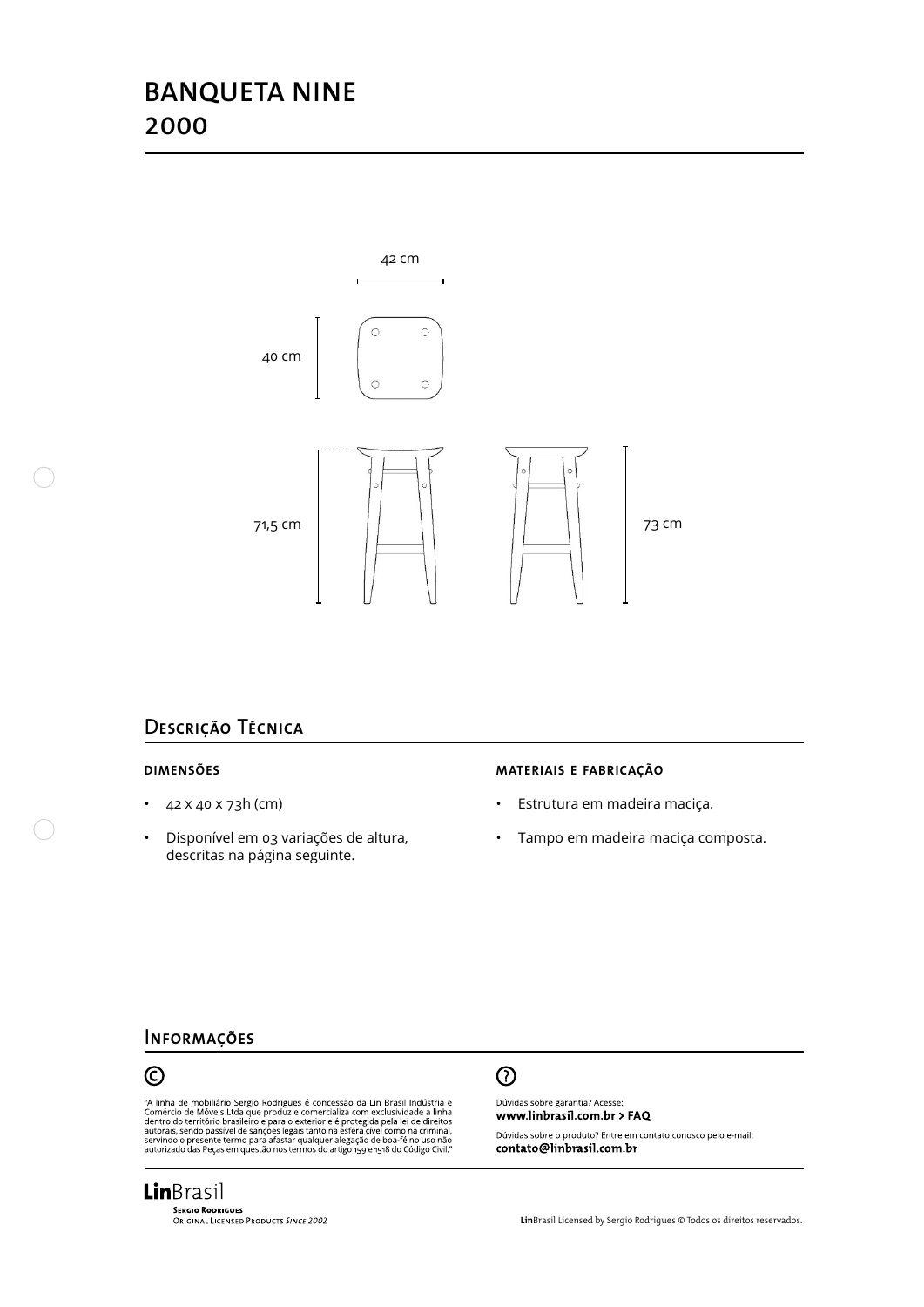# BANQUETA NINE
# 2000

42 cm

40 cm

71,5 cm

73 cm

## Descrição Técnica

### DIMENSÕES

- 42 x 40 x 73h (cm)
- Disponível em 03 variações de altura, descritas na página seguinte.

### MATERIAIS E FABRICAÇÃO

- Estrutura em madeira maciça.
- Tampo em madeira maciça composta.

## Informações

©

"A linha de mobiliário Sergio Rodrigues é concessão da Lin Brasil Indústria e Comércio de Móveis Ltda que produz e comercializa com exclusividade a linha dentro do território brasileiro e para o exterior e é protegida pela lei de direitos autorais, sendo passível de sanções legais tanto na esfera cível como na criminal, servindo o presente termo para afastar qualquer alegação de boa-fé no uso não autorizado das Peças em questão nos termos do artigo 159 e 1518 do Código Civil."

?

Dúvidas sobre garantia? Acesse:
**www.linbrasil.com.br > FAQ**

Dúvidas sobre o produto? Entre em contato conosco pelo e-mail:
**contato@linbrasil.com.br**

**Lin**Brasil
SERGIO RODRIGUES
ORIGINAL LICENSED PRODUCTS *SINCE 2002*

**Lin**Brasil Licensed by Sergio Rodrigues © Todos os direitos reservados.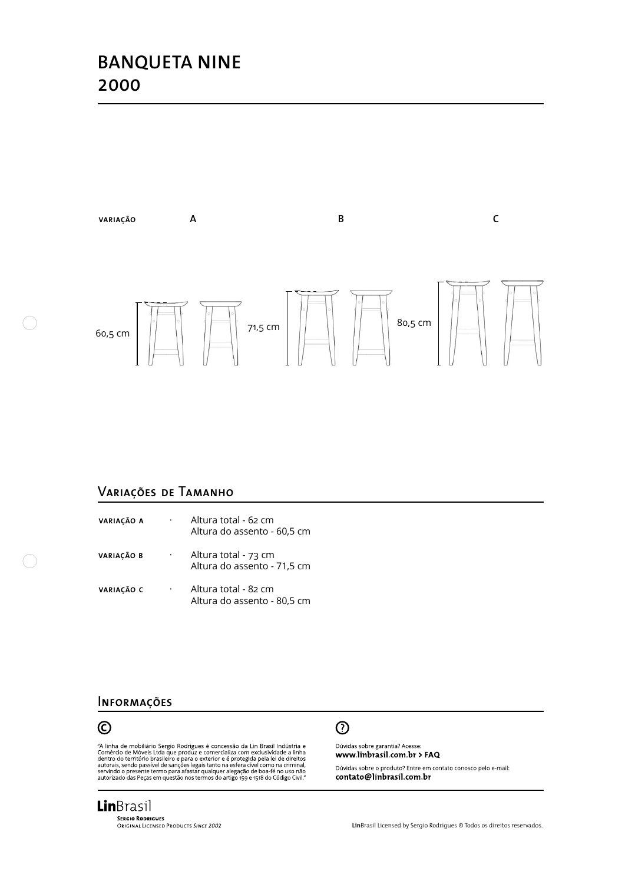# BANQUETA NINE
## 2000

VARIAÇÃO A B C

60,5 cm 71,5 cm 80,5 cm

## Variações de Tamanho

| | | |
|---|---|---|
| VARIAÇÃO A | · | Altura total - 62 cm<br>Altura do assento - 60,5 cm |
| VARIAÇÃO B | · | Altura total - 73 cm<br>Altura do assento - 71,5 cm |
| VARIAÇÃO C | · | Altura total - 82 cm<br>Altura do assento - 80,5 cm |

## Informações

©

"A linha de mobiliário Sergio Rodrigues é concessão da Lin Brasil Indústria e Comércio de Móveis Ltda que produz e comercializa com exclusividade a linha dentro do território brasileiro e para o exterior e é protegida pela lei de direitos autorais, sendo passível de sanções legais tanto na esfera cível como na criminal, servindo o presente termo para afastar qualquer alegação de boa-fé no uso não autorizado das Peças em questão nos termos do artigo 159 e 1518 do Código Civil."

?

Dúvidas sobre garantia? Acesse:
**www.linbrasil.com.br > FAQ**

Dúvidas sobre o produto? Entre em contato conosco pelo e-mail:
**contato@linbrasil.com.br**

**Lin**Brasil
SERGIO RODRIGUES
ORIGINAL LICENSED PRODUCTS *SINCE 2002*

**Lin**Brasil Licensed by Sergio Rodrigues © Todos os direitos reservados.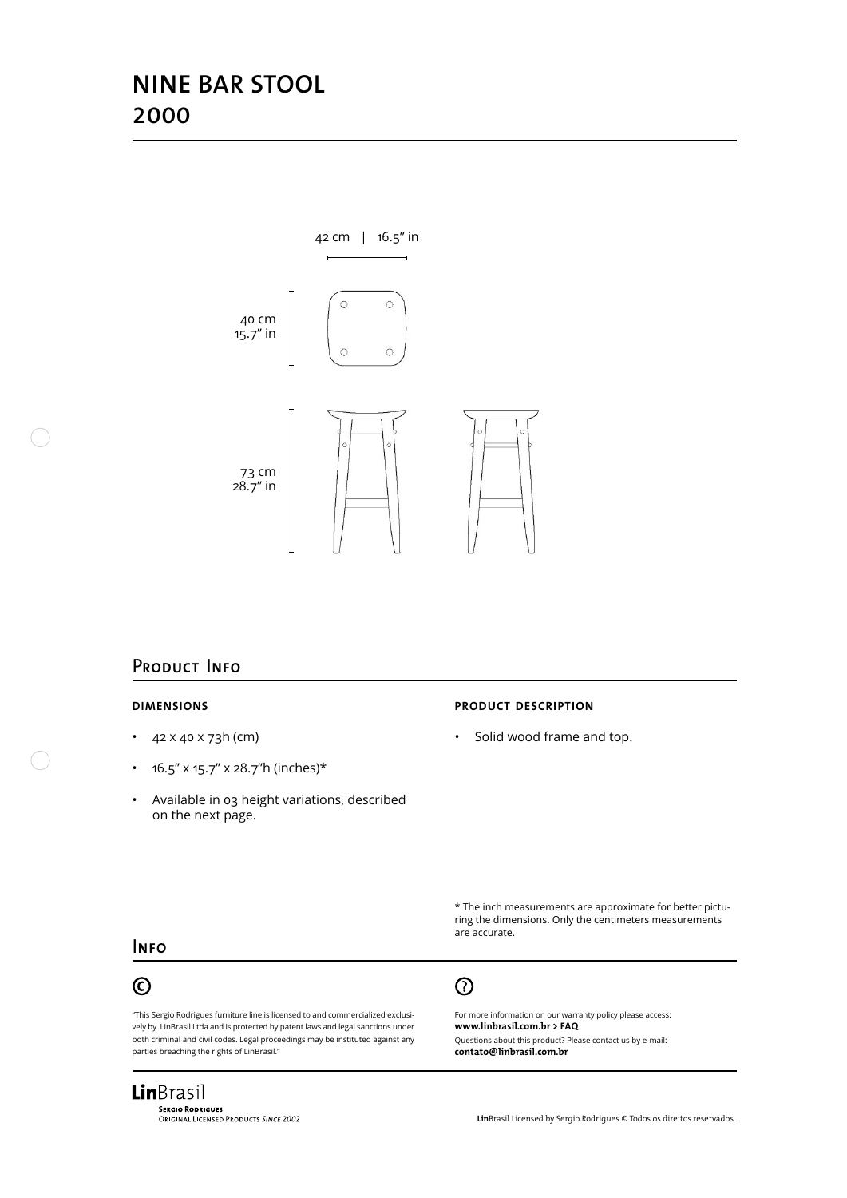# NINE BAR STOOL
# 2000

42 cm | 16.5" in

40 cm
15.7" in

73 cm
28.7" in

## Product Info

**DIMENSIONS**

- 42 x 40 x 73h (cm)
- 16.5" x 15.7" x 28.7"h (inches)*
- Available in 03 height variations, described on the next page.

**PRODUCT DESCRIPTION**

- Solid wood frame and top.

\* The inch measurements are approximate for better picturing the dimensions. Only the centimeters measurements are accurate.

## Info

©

"This Sergio Rodrigues furniture line is licensed to and commercialized exclusively by LinBrasil Ltda and is protected by patent laws and legal sanctions under both criminal and civil codes. Legal proceedings may be instituted against any parties breaching the rights of LinBrasil."

?

For more information on our warranty policy please access:
**www.linbrasil.com.br > FAQ**
Questions about this product? Please contact us by e-mail:
**contato@linbrasil.com.br**

**Lin**Brasil
Sergio Rodrigues
Original Licensed Products *Since 2002*

**Lin**Brasil Licensed by Sergio Rodrigues © Todos os direitos reservados.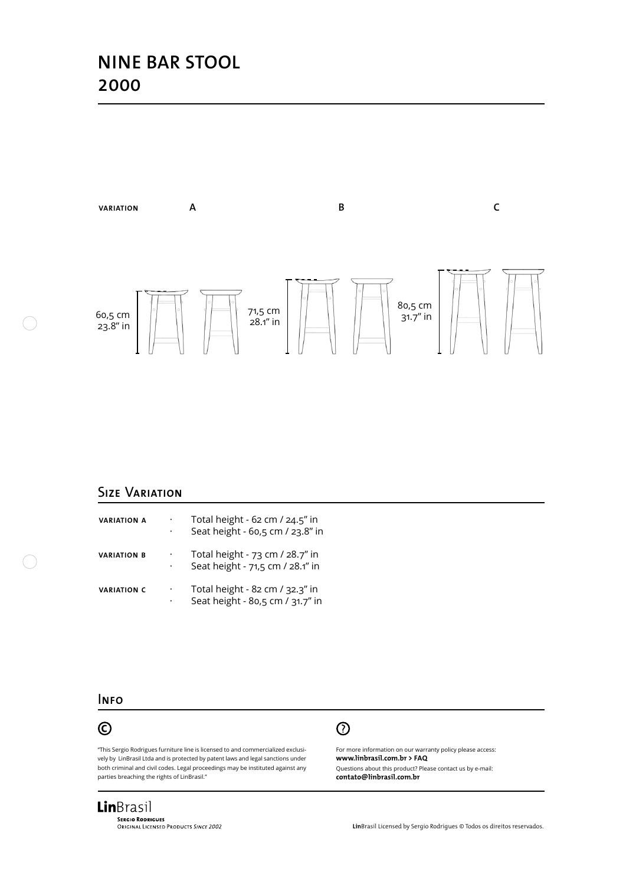# NINE BAR STOOL 2000

VARIATION A B C

60,5 cm
23.8" in

71,5 cm
28.1" in

80,5 cm
31.7" in

## Size Variation

| | |
|---|---|
| **VARIATION A** | · Total height - 62 cm / 24.5" in<br>· Seat height - 60,5 cm / 23.8" in |
| **VARIATION B** | · Total height - 73 cm / 28.7" in<br>· Seat height - 71,5 cm / 28.1" in |
| **VARIATION C** | · Total height - 82 cm / 32.3" in<br>· Seat height - 80,5 cm / 31.7" in |

## Info

©

"This Sergio Rodrigues furniture line is licensed to and commercialized exclusively by LinBrasil Ltda and is protected by patent laws and legal sanctions under both criminal and civil codes. Legal proceedings may be instituted against any parties breaching the rights of LinBrasil."

?

For more information on our warranty policy please access:
**www.linbrasil.com.br > FAQ**
Questions about this product? Please contact us by e-mail:
**contato@linbrasil.com.br**

**Lin**Brasil
Sergio Rodrigues
Original Licensed Products *Since 2002*

**Lin**Brasil Licensed by Sergio Rodrigues © Todos os direitos reservados.